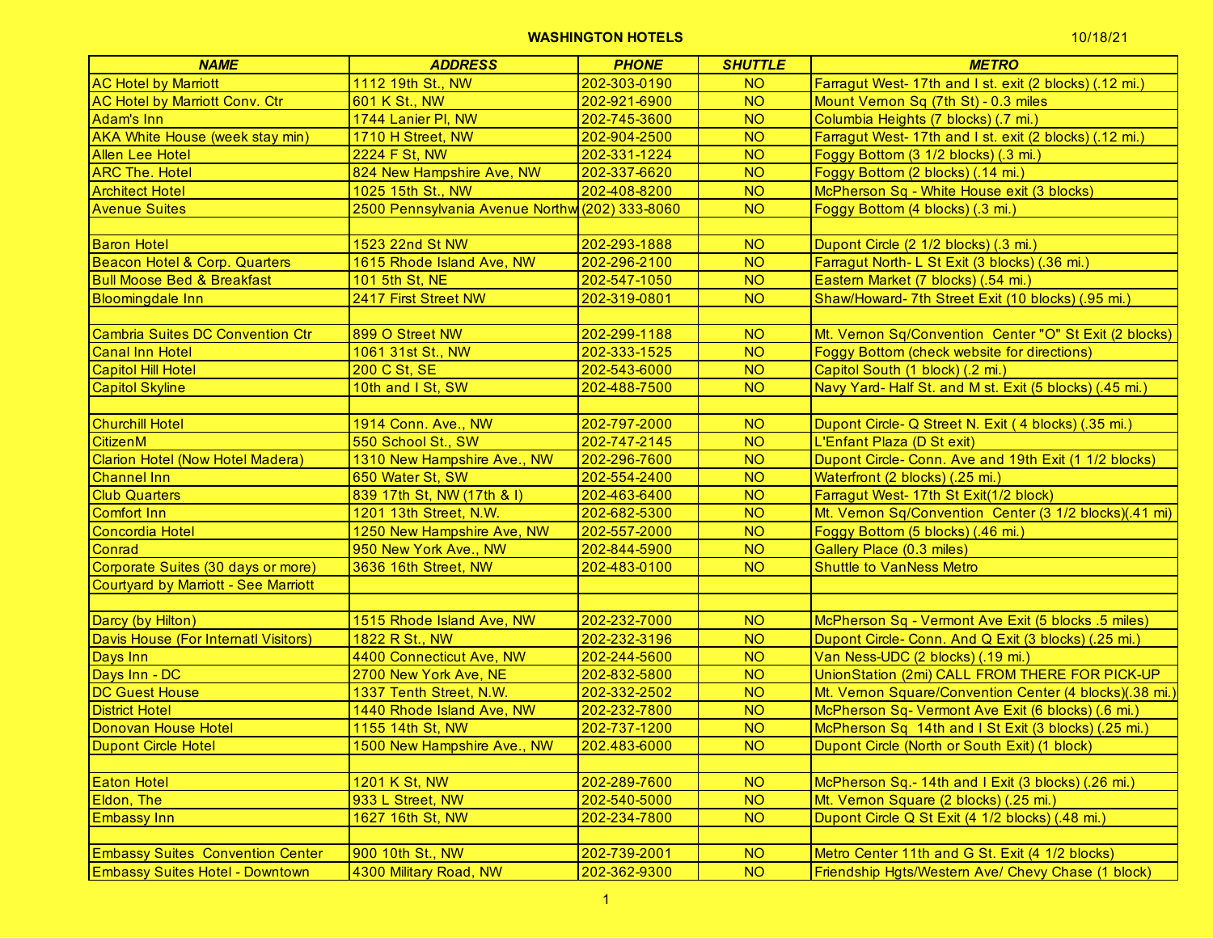## WASHINGTON HOTELS

10/18/21

| NAME | ADDRESS | PHONE | SHUTTLE | METRO |
|---|---|---|---|---|
| AC Hotel by Marriott | 1112 19th St., NW | 202-303-0190 | NO | Farragut West- 17th and I st. exit (2 blocks) (.12 mi.) |
| AC Hotel by Marriott Conv. Ctr | 601 K St., NW | 202-921-6900 | NO | Mount Vernon Sq (7th St) - 0.3 miles |
| Adam's Inn | 1744 Lanier Pl, NW | 202-745-3600 | NO | Columbia Heights (7 blocks) (.7 mi.) |
| AKA White House (week stay min) | 1710 H Street, NW | 202-904-2500 | NO | Farragut West- 17th and I st. exit (2 blocks) (.12 mi.) |
| Allen Lee Hotel | 2224 F St, NW | 202-331-1224 | NO | Foggy Bottom (3 1/2 blocks) (.3 mi.) |
| ARC The. Hotel | 824 New Hampshire Ave, NW | 202-337-6620 | NO | Foggy Bottom (2 blocks) (.14 mi.) |
| Architect Hotel | 1025 15th St., NW | 202-408-8200 | NO | McPherson Sq - White House exit (3 blocks) |
| Avenue Suites | 2500 Pennsylvania Avenue Northw | (202) 333-8060 | NO | Foggy Bottom (4 blocks) (.3 mi.) |
| | | | | |
| Baron Hotel | 1523 22nd St NW | 202-293-1888 | NO | Dupont Circle (2 1/2 blocks) (.3 mi.) |
| Beacon Hotel & Corp. Quarters | 1615 Rhode Island Ave, NW | 202-296-2100 | NO | Farragut North- L St Exit (3 blocks) (.36 mi.) |
| Bull Moose Bed & Breakfast | 101 5th St, NE | 202-547-1050 | NO | Eastern Market (7 blocks) (.54 mi.) |
| Bloomingdale Inn | 2417 First Street NW | 202-319-0801 | NO | Shaw/Howard- 7th Street Exit (10 blocks) (.95 mi.) |
| | | | | |
| Cambria Suites DC Convention Ctr | 899 O Street NW | 202-299-1188 | NO | Mt. Vernon Sq/Convention Center "O" St Exit (2 blocks) |
| Canal Inn Hotel | 1061 31st St., NW | 202-333-1525 | NO | Foggy Bottom (check website for directions) |
| Capitol Hill Hotel | 200 C St, SE | 202-543-6000 | NO | Capitol South (1 block) (.2 mi.) |
| Capitol Skyline | 10th and I St, SW | 202-488-7500 | NO | Navy Yard- Half St. and M st. Exit (5 blocks) (.45 mi.) |
| | | | | |
| Churchill Hotel | 1914 Conn. Ave., NW | 202-797-2000 | NO | Dupont Circle- Q Street N. Exit ( 4 blocks) (.35 mi.) |
| CitizenM | 550 School St., SW | 202-747-2145 | NO | L'Enfant Plaza (D St exit) |
| Clarion Hotel (Now Hotel Madera) | 1310 New Hampshire Ave., NW | 202-296-7600 | NO | Dupont Circle- Conn. Ave and 19th Exit (1 1/2 blocks) |
| Channel Inn | 650 Water St, SW | 202-554-2400 | NO | Waterfront (2 blocks) (.25 mi.) |
| Club Quarters | 839 17th St, NW (17th & I) | 202-463-6400 | NO | Farragut West- 17th St Exit(1/2 block) |
| Comfort Inn | 1201 13th Street, N.W. | 202-682-5300 | NO | Mt. Vernon Sq/Convention Center (3 1/2 blocks)(.41 mi) |
| Concordia Hotel | 1250 New Hampshire Ave, NW | 202-557-2000 | NO | Foggy Bottom (5 blocks) (.46 mi.) |
| Conrad | 950 New York Ave., NW | 202-844-5900 | NO | Gallery Place (0.3 miles) |
| Corporate Suites (30 days or more) | 3636 16th Street, NW | 202-483-0100 | NO | Shuttle to VanNess Metro |
| Courtyard by Marriott - See Marriott | | | | |
| | | | | |
| Darcy (by Hilton) | 1515 Rhode Island Ave, NW | 202-232-7000 | NO | McPherson Sq - Vermont Ave Exit (5 blocks .5 miles) |
| Davis House (For Internatl Visitors) | 1822 R St., NW | 202-232-3196 | NO | Dupont Circle- Conn. And Q Exit (3 blocks) (.25 mi.) |
| Days Inn | 4400 Connecticut Ave, NW | 202-244-5600 | NO | Van Ness-UDC (2 blocks) (.19 mi.) |
| Days Inn - DC | 2700 New York Ave, NE | 202-832-5800 | NO | UnionStation (2mi) CALL FROM THERE FOR PICK-UP |
| DC Guest House | 1337 Tenth Street, N.W. | 202-332-2502 | NO | Mt. Vernon Square/Convention Center (4 blocks)(.38 mi.) |
| District Hotel | 1440 Rhode Island Ave, NW | 202-232-7800 | NO | McPherson Sq- Vermont Ave Exit (6 blocks) (.6 mi.) |
| Donovan House Hotel | 1155 14th St, NW | 202-737-1200 | NO | McPherson Sq 14th and I St Exit (3 blocks) (.25 mi.) |
| Dupont Circle Hotel | 1500 New Hampshire Ave., NW | 202.483-6000 | NO | Dupont Circle (North or South Exit) (1 block) |
| | | | | |
| Eaton Hotel | 1201 K St, NW | 202-289-7600 | NO | McPherson Sq.- 14th and I Exit (3 blocks) (.26 mi.) |
| Eldon, The | 933 L Street, NW | 202-540-5000 | NO | Mt. Vernon Square (2 blocks) (.25 mi.) |
| Embassy Inn | 1627 16th St, NW | 202-234-7800 | NO | Dupont Circle Q St Exit (4 1/2 blocks) (.48 mi.) |
| | | | | |
| Embassy Suites Convention Center | 900 10th St., NW | 202-739-2001 | NO | Metro Center 11th and G St. Exit (4 1/2 blocks) |
| Embassy Suites Hotel - Downtown | 4300 Military Road, NW | 202-362-9300 | NO | Friendship Hgts/Western Ave/ Chevy Chase (1 block) |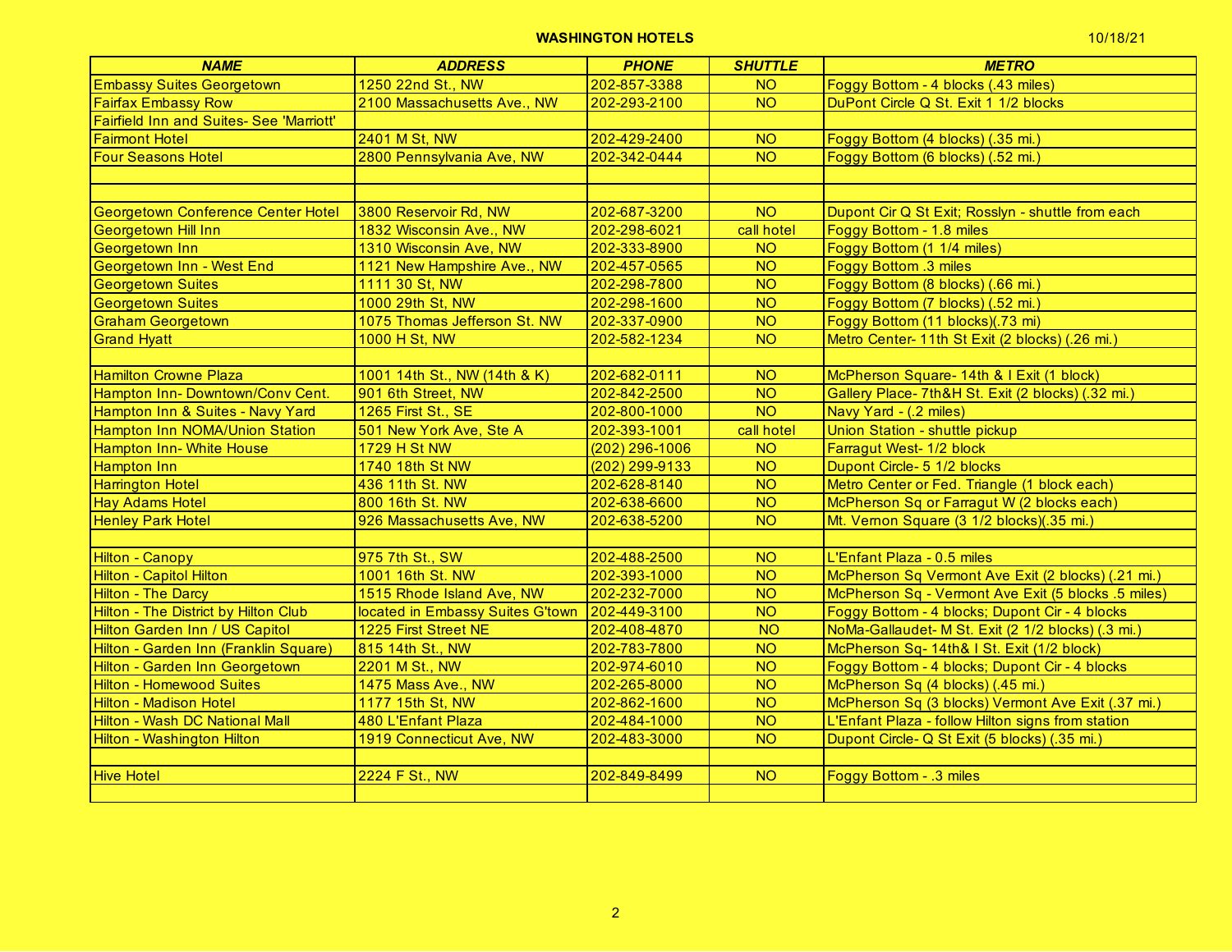## WASHINGTON HOTELS

10/18/21

| NAME | ADDRESS | PHONE | SHUTTLE | METRO |
|---|---|---|---|---|
| Embassy Suites Georgetown | 1250 22nd St., NW | 202-857-3388 | NO | Foggy Bottom - 4 blocks (.43 miles) |
| Fairfax Embassy Row | 2100 Massachusetts Ave., NW | 202-293-2100 | NO | DuPont Circle Q St. Exit 1 1/2 blocks |
| Fairfield Inn and Suites- See 'Marriott' | | | | |
| Fairmont Hotel | 2401 M St, NW | 202-429-2400 | NO | Foggy Bottom (4 blocks) (.35 mi.) |
| Four Seasons Hotel | 2800 Pennsylvania Ave, NW | 202-342-0444 | NO | Foggy Bottom (6 blocks) (.52 mi.) |
| | | | | |
| | | | | |
| Georgetown Conference Center Hotel | 3800 Reservoir Rd, NW | 202-687-3200 | NO | Dupont Cir Q St Exit; Rosslyn - shuttle from each |
| Georgetown Hill Inn | 1832 Wisconsin Ave., NW | 202-298-6021 | call hotel | Foggy Bottom - 1.8 miles |
| Georgetown Inn | 1310 Wisconsin Ave, NW | 202-333-8900 | NO | Foggy Bottom (1 1/4 miles) |
| Georgetown Inn - West End | 1121 New Hampshire Ave., NW | 202-457-0565 | NO | Foggy Bottom .3 miles |
| Georgetown Suites | 1111 30 St, NW | 202-298-7800 | NO | Foggy Bottom (8 blocks) (.66 mi.) |
| Georgetown Suites | 1000 29th St, NW | 202-298-1600 | NO | Foggy Bottom (7 blocks) (.52 mi.) |
| Graham Georgetown | 1075 Thomas Jefferson St. NW | 202-337-0900 | NO | Foggy Bottom (11 blocks)(.73 mi) |
| Grand Hyatt | 1000 H St, NW | 202-582-1234 | NO | Metro Center- 11th St Exit (2 blocks) (.26 mi.) |
| | | | | |
| Hamilton Crowne Plaza | 1001 14th St., NW (14th & K) | 202-682-0111 | NO | McPherson Square- 14th & I Exit (1 block) |
| Hampton Inn- Downtown/Conv Cent. | 901 6th Street, NW | 202-842-2500 | NO | Gallery Place- 7th&H St. Exit (2 blocks) (.32 mi.) |
| Hampton Inn & Suites - Navy Yard | 1265 First St., SE | 202-800-1000 | NO | Navy Yard - (.2 miles) |
| Hampton Inn NOMA/Union Station | 501 New York Ave, Ste A | 202-393-1001 | call hotel | Union Station - shuttle pickup |
| Hampton Inn- White House | 1729 H St NW | (202) 296-1006 | NO | Farragut West- 1/2 block |
| Hampton Inn | 1740 18th St NW | (202) 299-9133 | NO | Dupont Circle- 5 1/2 blocks |
| Harrington Hotel | 436 11th St. NW | 202-628-8140 | NO | Metro Center or Fed. Triangle (1 block each) |
| Hay Adams Hotel | 800 16th St. NW | 202-638-6600 | NO | McPherson Sq or Farragut W (2 blocks each) |
| Henley Park Hotel | 926 Massachusetts Ave, NW | 202-638-5200 | NO | Mt. Vernon Square (3 1/2 blocks)(.35 mi.) |
| | | | | |
| Hilton - Canopy | 975 7th St., SW | 202-488-2500 | NO | L'Enfant Plaza - 0.5 miles |
| Hilton - Capitol Hilton | 1001 16th St. NW | 202-393-1000 | NO | McPherson Sq Vermont Ave Exit (2 blocks) (.21 mi.) |
| Hilton - The Darcy | 1515 Rhode Island Ave, NW | 202-232-7000 | NO | McPherson Sq - Vermont Ave Exit (5 blocks .5 miles) |
| Hilton - The District by Hilton Club | located in Embassy Suites G'town | 202-449-3100 | NO | Foggy Bottom - 4 blocks; Dupont Cir - 4 blocks |
| Hilton Garden Inn / US Capitol | 1225 First Street NE | 202-408-4870 | NO | NoMa-Gallaudet- M St. Exit (2 1/2 blocks) (.3 mi.) |
| Hilton - Garden Inn (Franklin Square) | 815 14th St., NW | 202-783-7800 | NO | McPherson Sq- 14th& I St. Exit (1/2 block) |
| Hilton - Garden Inn Georgetown | 2201 M St., NW | 202-974-6010 | NO | Foggy Bottom - 4 blocks; Dupont Cir - 4 blocks |
| Hilton - Homewood Suites | 1475 Mass Ave., NW | 202-265-8000 | NO | McPherson Sq (4 blocks) (.45 mi.) |
| Hilton - Madison Hotel | 1177 15th St, NW | 202-862-1600 | NO | McPherson Sq (3 blocks) Vermont Ave Exit (.37 mi.) |
| Hilton - Wash DC National Mall | 480 L'Enfant Plaza | 202-484-1000 | NO | L'Enfant Plaza - follow Hilton signs from station |
| Hilton - Washington Hilton | 1919 Connecticut Ave, NW | 202-483-3000 | NO | Dupont Circle- Q St Exit (5 blocks) (.35 mi.) |
| | | | | |
| Hive Hotel | 2224 F St., NW | 202-849-8499 | NO | Foggy Bottom - .3 miles |
| | | | | |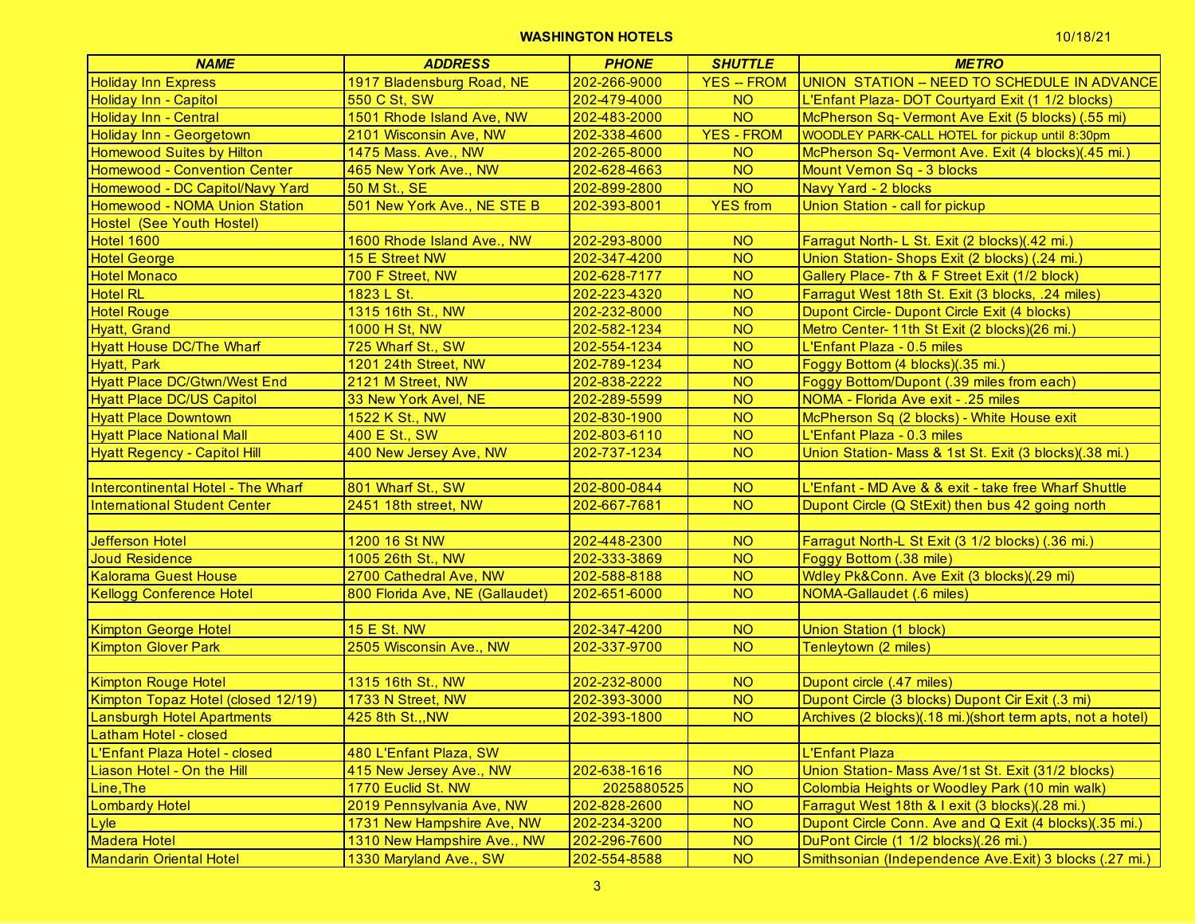**WASHINGTON HOTELS** 10/18/21

| NAME | ADDRESS | PHONE | SHUTTLE | METRO |
|---|---|---|---|---|
| Holiday Inn Express | 1917 Bladensburg Road, NE | 202-266-9000 | YES -- FROM | UNION STATION -- NEED TO SCHEDULE IN ADVANCE |
| Holiday Inn - Capitol | 550 C St, SW | 202-479-4000 | NO | L'Enfant Plaza- DOT Courtyard Exit (1 1/2 blocks) |
| Holiday Inn - Central | 1501 Rhode Island Ave, NW | 202-483-2000 | NO | McPherson Sq- Vermont Ave Exit (5 blocks) (.55 mi) |
| Holiday Inn - Georgetown | 2101 Wisconsin Ave, NW | 202-338-4600 | YES - FROM | WOODLEY PARK-CALL HOTEL for pickup until 8:30pm |
| Homewood Suites by Hilton | 1475 Mass. Ave., NW | 202-265-8000 | NO | McPherson Sq- Vermont Ave. Exit (4 blocks)(.45 mi.) |
| Homewood - Convention Center | 465 New York Ave., NW | 202-628-4663 | NO | Mount Vernon Sq - 3 blocks |
| Homewood - DC Capitol/Navy Yard | 50 M St., SE | 202-899-2800 | NO | Navy Yard - 2 blocks |
| Homewood - NOMA Union Station | 501 New York Ave., NE STE B | 202-393-8001 | YES from | Union Station - call for pickup |
| Hostel (See Youth Hostel) | | | | |
| Hotel 1600 | 1600 Rhode Island Ave., NW | 202-293-8000 | NO | Farragut North- L St. Exit (2 blocks)(.42 mi.) |
| Hotel George | 15 E Street NW | 202-347-4200 | NO | Union Station- Shops Exit (2 blocks) (.24 mi.) |
| Hotel Monaco | 700 F Street, NW | 202-628-7177 | NO | Gallery Place- 7th & F Street Exit (1/2 block) |
| Hotel RL | 1823 L St. | 202-223-4320 | NO | Farragut West 18th St. Exit (3 blocks, .24 miles) |
| Hotel Rouge | 1315 16th St., NW | 202-232-8000 | NO | Dupont Circle- Dupont Circle Exit (4 blocks) |
| Hyatt, Grand | 1000 H St, NW | 202-582-1234 | NO | Metro Center- 11th St Exit (2 blocks)(26 mi.) |
| Hyatt House DC/The Wharf | 725 Wharf St., SW | 202-554-1234 | NO | L'Enfant Plaza - 0.5 miles |
| Hyatt, Park | 1201 24th Street, NW | 202-789-1234 | NO | Foggy Bottom (4 blocks)(.35 mi.) |
| Hyatt Place DC/Gtwn/West End | 2121 M Street, NW | 202-838-2222 | NO | Foggy Bottom/Dupont (.39 miles from each) |
| Hyatt Place DC/US Capitol | 33 New York Avel, NE | 202-289-5599 | NO | NOMA - Florida Ave exit - .25 miles |
| Hyatt Place Downtown | 1522 K St., NW | 202-830-1900 | NO | McPherson Sq (2 blocks) - White House exit |
| Hyatt Place National Mall | 400 E St., SW | 202-803-6110 | NO | L'Enfant Plaza - 0.3 miles |
| Hyatt Regency - Capitol Hill | 400 New Jersey Ave, NW | 202-737-1234 | NO | Union Station- Mass & 1st St. Exit (3 blocks)(.38 mi.) |
| | | | | |
| Intercontinental Hotel - The Wharf | 801 Wharf St., SW | 202-800-0844 | NO | L'Enfant - MD Ave & & exit - take free Wharf Shuttle |
| International Student Center | 2451 18th street, NW | 202-667-7681 | NO | Dupont Circle (Q StExit) then bus 42 going north |
| | | | | |
| Jefferson Hotel | 1200 16 St NW | 202-448-2300 | NO | Farragut North-L St Exit (3 1/2 blocks) (.36 mi.) |
| Joud Residence | 1005 26th St., NW | 202-333-3869 | NO | Foggy Bottom (.38 mile) |
| Kalorama Guest House | 2700 Cathedral Ave, NW | 202-588-8188 | NO | Wdley Pk&Conn. Ave Exit (3 blocks)(.29 mi) |
| Kellogg Conference Hotel | 800 Florida Ave, NE (Gallaudet) | 202-651-6000 | NO | NOMA-Gallaudet (.6 miles) |
| | | | | |
| Kimpton George Hotel | 15 E St. NW | 202-347-4200 | NO | Union Station (1 block) |
| Kimpton Glover Park | 2505 Wisconsin Ave., NW | 202-337-9700 | NO | Tenleytown (2 miles) |
| | | | | |
| Kimpton Rouge Hotel | 1315 16th St., NW | 202-232-8000 | NO | Dupont circle (.47 miles) |
| Kimpton Topaz Hotel (closed 12/19) | 1733 N Street, NW | 202-393-3000 | NO | Dupont Circle (3 blocks) Dupont Cir Exit (.3 mi) |
| Lansburgh Hotel Apartments | 425 8th St.,,NW | 202-393-1800 | NO | Archives (2 blocks)(.18 mi.)(short term apts, not a hotel) |
| Latham Hotel - closed | | | | |
| L'Enfant Plaza Hotel - closed | 480 L'Enfant Plaza, SW | | | L'Enfant Plaza |
| Liason Hotel - On the Hill | 415 New Jersey Ave., NW | 202-638-1616 | NO | Union Station- Mass Ave/1st St. Exit (31/2 blocks) |
| Line,The | 1770 Euclid St. NW | 2025880525 | NO | Colombia Heights or Woodley Park (10 min walk) |
| Lombardy Hotel | 2019 Pennsylvania Ave, NW | 202-828-2600 | NO | Farragut West 18th & I exit (3 blocks)(.28 mi.) |
| Lyle | 1731 New Hampshire Ave, NW | 202-234-3200 | NO | Dupont Circle Conn. Ave and Q Exit (4 blocks)(.35 mi.) |
| Madera Hotel | 1310 New Hampshire Ave., NW | 202-296-7600 | NO | DuPont Circle (1 1/2 blocks)(.26 mi.) |
| Mandarin Oriental Hotel | 1330 Maryland Ave., SW | 202-554-8588 | NO | Smithsonian (Independence Ave.Exit) 3 blocks (.27 mi.) |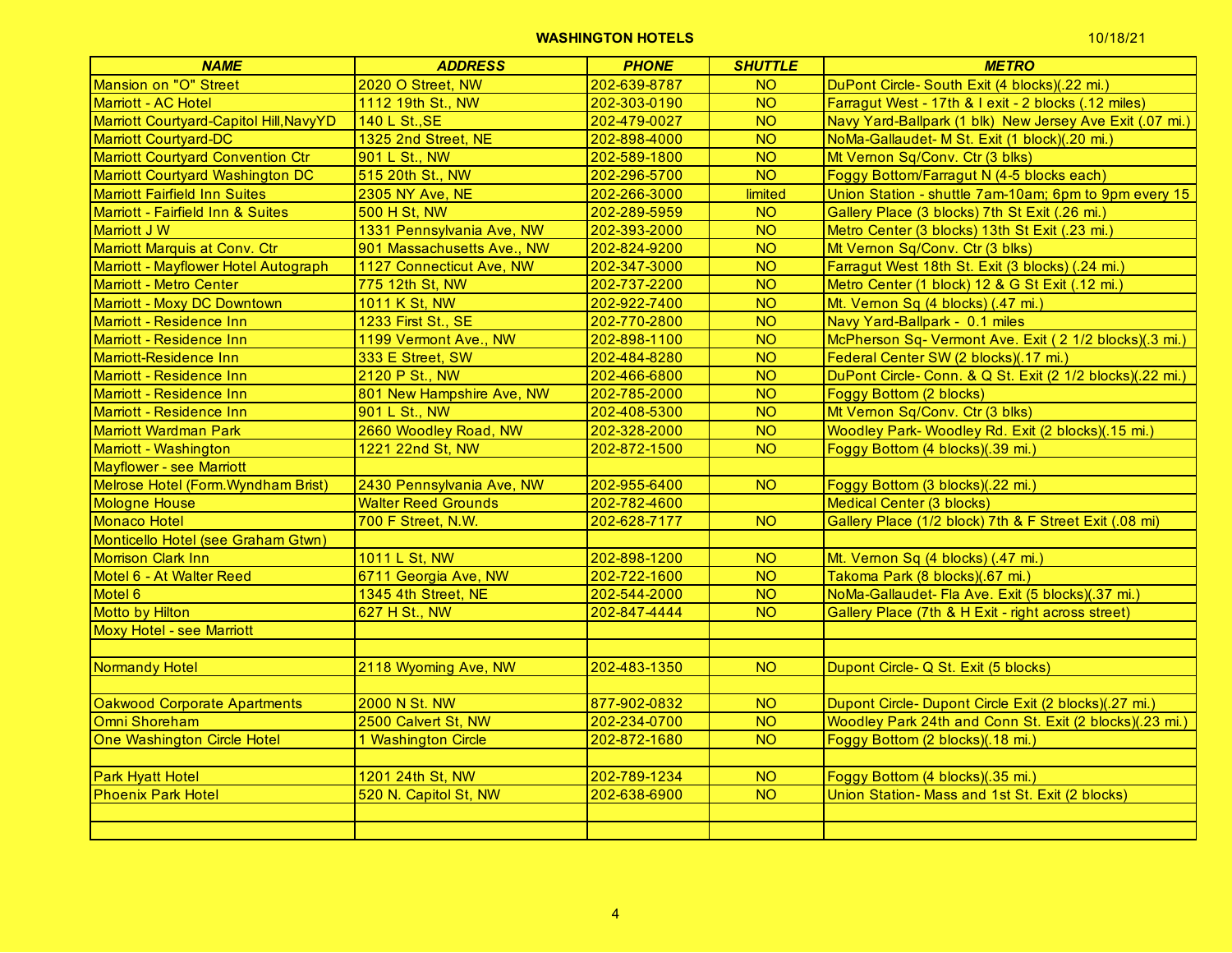**WASHINGTON HOTELS** 10/18/21

| NAME | ADDRESS | PHONE | SHUTTLE | METRO |
|---|---|---|---|---|
| Mansion on "O" Street | 2020 O Street, NW | 202-639-8787 | NO | DuPont Circle- South Exit (4 blocks)(.22 mi.) |
| Marriott - AC Hotel | 1112 19th St., NW | 202-303-0190 | NO | Farragut West - 17th & I exit - 2 blocks (.12 miles) |
| Marriott Courtyard-Capitol Hill,NavyYD | 140 L St.,SE | 202-479-0027 | NO | Navy Yard-Ballpark (1 blk) New Jersey Ave Exit (.07 mi.) |
| Marriott Courtyard-DC | 1325 2nd Street, NE | 202-898-4000 | NO | NoMa-Gallaudet- M St. Exit (1 block)(.20 mi.) |
| Marriott Courtyard Convention Ctr | 901 L St., NW | 202-589-1800 | NO | Mt Vernon Sq/Conv. Ctr (3 blks) |
| Marriott Courtyard Washington DC | 515 20th St., NW | 202-296-5700 | NO | Foggy Bottom/Farragut N (4-5 blocks each) |
| Marriott Fairfield Inn Suites | 2305 NY Ave, NE | 202-266-3000 | limited | Union Station - shuttle 7am-10am; 6pm to 9pm every 15 |
| Marriott - Fairfield Inn & Suites | 500 H St, NW | 202-289-5959 | NO | Gallery Place (3 blocks) 7th St Exit (.26 mi.) |
| Marriott J W | 1331 Pennsylvania Ave, NW | 202-393-2000 | NO | Metro Center (3 blocks) 13th St Exit (.23 mi.) |
| Marriott Marquis at Conv. Ctr | 901 Massachusetts Ave., NW | 202-824-9200 | NO | Mt Vernon Sq/Conv. Ctr (3 blks) |
| Marriott - Mayflower Hotel Autograph | 1127 Connecticut Ave, NW | 202-347-3000 | NO | Farragut West 18th St. Exit (3 blocks) (.24 mi.) |
| Marriott - Metro Center | 775 12th St, NW | 202-737-2200 | NO | Metro Center (1 block) 12 & G St Exit (.12 mi.) |
| Marriott - Moxy DC Downtown | 1011 K St, NW | 202-922-7400 | NO | Mt. Vernon Sq (4 blocks) (.47 mi.) |
| Marriott - Residence Inn | 1233 First St., SE | 202-770-2800 | NO | Navy Yard-Ballpark - 0.1 miles |
| Marriott - Residence Inn | 1199 Vermont Ave., NW | 202-898-1100 | NO | McPherson Sq- Vermont Ave. Exit ( 2 1/2 blocks)(.3 mi.) |
| Marriott-Residence Inn | 333 E Street, SW | 202-484-8280 | NO | Federal Center SW (2 blocks)(.17 mi.) |
| Marriott - Residence Inn | 2120 P St., NW | 202-466-6800 | NO | DuPont Circle- Conn. & Q St. Exit (2 1/2 blocks)(.22 mi.) |
| Marriott - Residence Inn | 801 New Hampshire Ave, NW | 202-785-2000 | NO | Foggy Bottom (2 blocks) |
| Marriott - Residence Inn | 901 L St., NW | 202-408-5300 | NO | Mt Vernon Sq/Conv. Ctr (3 blks) |
| Marriott Wardman Park | 2660 Woodley Road, NW | 202-328-2000 | NO | Woodley Park- Woodley Rd. Exit (2 blocks)(.15 mi.) |
| Marriott - Washington | 1221 22nd St, NW | 202-872-1500 | NO | Foggy Bottom (4 blocks)(.39 mi.) |
| Mayflower - see Marriott | | | | |
| Melrose Hotel (Form.Wyndham Brist) | 2430 Pennsylvania Ave, NW | 202-955-6400 | NO | Foggy Bottom (3 blocks)(.22 mi.) |
| Mologne House | Walter Reed Grounds | 202-782-4600 | | Medical Center (3 blocks) |
| Monaco Hotel | 700 F Street, N.W. | 202-628-7177 | NO | Gallery Place (1/2 block) 7th & F Street Exit (.08 mi) |
| Monticello Hotel (see Graham Gtwn) | | | | |
| Morrison Clark Inn | 1011 L St, NW | 202-898-1200 | NO | Mt. Vernon Sq (4 blocks) (.47 mi.) |
| Motel 6 - At Walter Reed | 6711 Georgia Ave, NW | 202-722-1600 | NO | Takoma Park (8 blocks)(.67 mi.) |
| Motel 6 | 1345 4th Street, NE | 202-544-2000 | NO | NoMa-Gallaudet- Fla Ave. Exit (5 blocks)(.37 mi.) |
| Motto by Hilton | 627 H St., NW | 202-847-4444 | NO | Gallery Place (7th & H Exit - right across street) |
| Moxy Hotel - see Marriott | | | | |
| | | | | |
| Normandy Hotel | 2118 Wyoming Ave, NW | 202-483-1350 | NO | Dupont Circle- Q St. Exit (5 blocks) |
| | | | | |
| Oakwood Corporate Apartments | 2000 N St. NW | 877-902-0832 | NO | Dupont Circle- Dupont Circle Exit (2 blocks)(.27 mi.) |
| Omni Shoreham | 2500 Calvert St, NW | 202-234-0700 | NO | Woodley Park 24th and Conn St. Exit (2 blocks)(.23 mi.) |
| One Washington Circle Hotel | 1 Washington Circle | 202-872-1680 | NO | Foggy Bottom (2 blocks)(.18 mi.) |
| | | | | |
| Park Hyatt Hotel | 1201 24th St, NW | 202-789-1234 | NO | Foggy Bottom (4 blocks)(.35 mi.) |
| Phoenix Park Hotel | 520 N. Capitol St, NW | 202-638-6900 | NO | Union Station- Mass and 1st St. Exit (2 blocks) |
| | | | | |
| | | | | |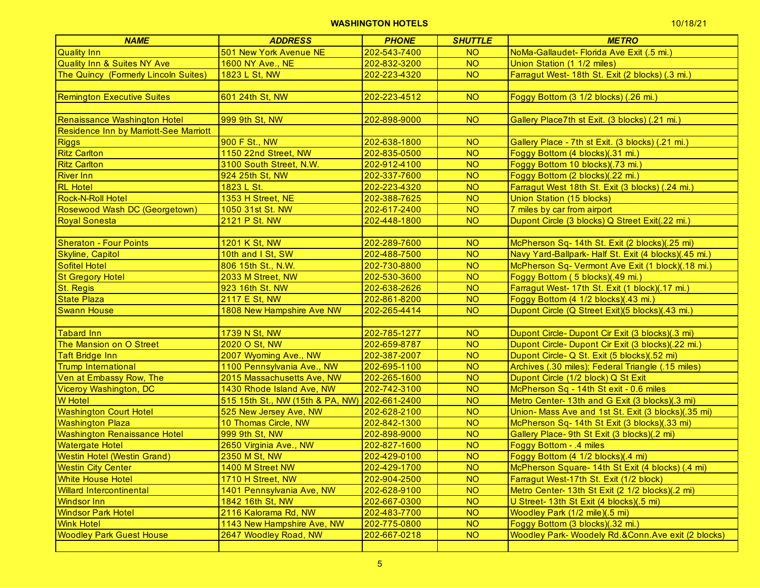**WASHINGTON HOTELS** 10/18/21

| NAME | ADDRESS | PHONE | SHUTTLE | METRO |
|---|---|---|---|---|
| Quality Inn | 501 New York Avenue NE | 202-543-7400 | NO | NoMa-Gallaudet- Florida Ave Exit (.5 mi.) |
| Quality Inn & Suites NY Ave | 1600 NY Ave., NE | 202-832-3200 | NO | Union Station (1 1/2 miles) |
| The Quincy (Formerly Lincoln Suites) | 1823 L St, NW | 202-223-4320 | NO | Farragut West- 18th St. Exit (2 blocks) (.3 mi.) |
| | | | | |
| Remington Executive Suites | 601 24th St, NW | 202-223-4512 | NO | Foggy Bottom (3 1/2 blocks) (.26 mi.) |
| | | | | |
| Renaissance Washington Hotel | 999 9th St, NW | 202-898-9000 | NO | Gallery Place7th st Exit. (3 blocks) (.21 mi.) |
| Residence Inn by Marriott-See Marriott | | | | |
| Riggs | 900 F St., NW | 202-638-1800 | NO | Gallery Place - 7th st Exit. (3 blocks) (.21 mi.) |
| Ritz Carlton | 1150 22nd Street, NW | 202-835-0500 | NO | Foggy Bottom (4 blocks)(.31 mi.) |
| Ritz Carlton | 3100 South Street, N.W. | 202-912-4100 | NO | Foggy Bottom 10 blocks)(.73 mi.) |
| River Inn | 924 25th St, NW | 202-337-7600 | NO | Foggy Bottom (2 blocks)(.22 mi.) |
| RL Hotel | 1823 L St. | 202-223-4320 | NO | Farragut West 18th St. Exit (3 blocks) (.24 mi.) |
| Rock-N-Roll Hotel | 1353 H Street, NE | 202-388-7625 | NO | Union Station (15 blocks) |
| Rosewood Wash DC (Georgetown) | 1050 31st St. NW | 202-617-2400 | NO | 7 miles by car from airport |
| Royal Sonesta | 2121 P St. NW | 202-448-1800 | NO | Dupont Circle (3 blocks) Q Street Exit(.22 mi.) |
| | | | | |
| Sheraton - Four Points | 1201 K St, NW | 202-289-7600 | NO | McPherson Sq- 14th St. Exit (2 blocks)(.25 mi) |
| Skyline, Capitol | 10th and I St, SW | 202-488-7500 | NO | Navy Yard-Ballpark- Half St. Exit (4 blocks)(.45 mi.) |
| Sofitel Hotel | 806 15th St., N.W. | 202-730-8800 | NO | McPherson Sq- Vermont Ave Exit (1 block)(.18 mi.) |
| St Gregory Hotel | 2033 M Street, NW | 202-530-3600 | NO | Foggy Bottom ( 5 blocks)(.49 mi.) |
| St. Regis | 923 16th St. NW | 202-638-2626 | NO | Farragut West- 17th St. Exit (1 block)(.17 mi.) |
| State Plaza | 2117 E St, NW | 202-861-8200 | NO | Foggy Bottom (4 1/2 blocks)(.43 mi.) |
| Swann House | 1808 New Hampshire Ave NW | 202-265-4414 | NO | Dupont Circle (Q Street Exit)(5 blocks)(.43 mi.) |
| | | | | |
| Tabard Inn | 1739 N St, NW | 202-785-1277 | NO | Dupont Circle- Dupont Cir Exit (3 blocks)(.3 mi) |
| The Mansion on O Street | 2020 O St, NW | 202-659-8787 | NO | Dupont Circle- Dupont Cir Exit (3 blocks)(.22 mi.) |
| Taft Bridge Inn | 2007 Wyoming Ave., NW | 202-387-2007 | NO | Dupont Circle- Q St. Exit (5 blocks)(.52 mi) |
| Trump International | 1100 Pennsylvania Ave., NW | 202-695-1100 | NO | Archives (.30 miles); Federal Triangle (.15 miles) |
| Ven at Embassy Row, The | 2015 Massachusetts Ave, NW | 202-265-1600 | NO | Dupont Circle (1/2 block) Q St Exit |
| Viceroy Washington, DC | 1430 Rhode Island Ave, NW | 202-742-3100 | NO | McPherson Sq - 14th St exit - 0.6 miles |
| W Hotel | 515 15th St., NW (15th & PA, NW) | 202-661-2400 | NO | Metro Center- 13th and G Exit (3 blocks)(.3 mi) |
| Washington Court Hotel | 525 New Jersey Ave, NW | 202-628-2100 | NO | Union- Mass Ave and 1st St. Exit (3 blocks)(.35 mi) |
| Washington Plaza | 10 Thomas Circle, NW | 202-842-1300 | NO | McPherson Sq- 14th St Exit (3 blocks)(.33 mi) |
| Washington Renaissance Hotel | 999 9th St, NW | 202-898-9000 | NO | Gallery Place- 9th St Exit (3 blocks)(.2 mi) |
| Watergate Hotel | 2650 Virginia Ave., NW | 202-827-1600 | NO | Foggy Bottom - .4 miles |
| Westin Hotel (Westin Grand) | 2350 M St, NW | 202-429-0100 | NO | Foggy Bottom (4 1/2 blocks)(.4 mi) |
| Westin City Center | 1400 M Street NW | 202-429-1700 | NO | McPherson Square- 14th St Exit (4 blocks) (.4 mi) |
| White House Hotel | 1710 H Street, NW | 202-904-2500 | NO | Farragut West-17th St. Exit (1/2 block) |
| Willard Intercontinental | 1401 Pennsylvania Ave, NW | 202-628-9100 | NO | Metro Center- 13th St Exit (2 1/2 blocks)(.2 mi) |
| Windsor Inn | 1842 16th St, NW | 202-667-0300 | NO | U Street- 13th St Exit (4 blocks)(.5 mi) |
| Windsor Park Hotel | 2116 Kalorama Rd, NW | 202-483-7700 | NO | Woodley Park (1/2 mile)(.5 mi) |
| Wink Hotel | 1143 New Hampshire Ave, NW | 202-775-0800 | NO | Foggy Bottom (3 blocks)(.32 mi.) |
| Woodley Park Guest House | 2647 Woodley Road, NW | 202-667-0218 | NO | Woodley Park- Woodely Rd.&Conn.Ave exit (2 blocks) |
| | | | | |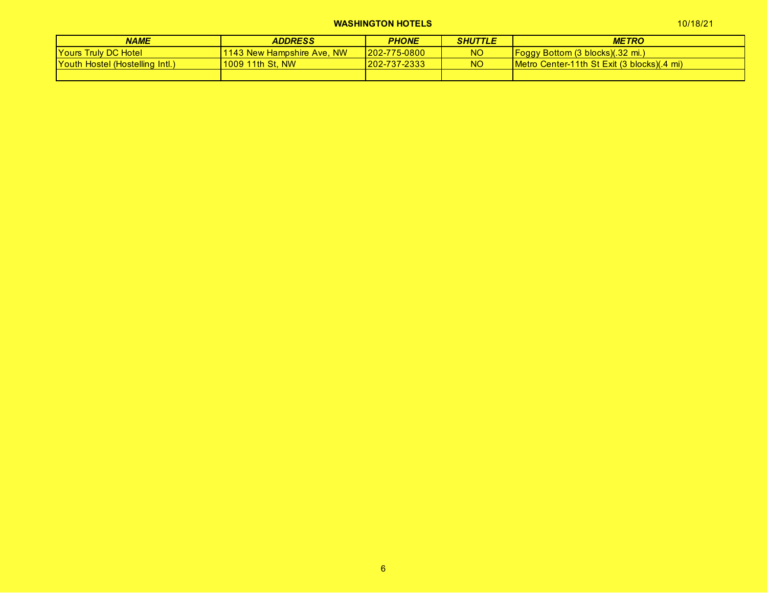**WASHINGTON HOTELS**

10/18/21

| NAME | ADDRESS | PHONE | SHUTTLE | METRO |
|---|---|---|---|---|
| Yours Truly DC Hotel | 1143 New Hampshire Ave, NW | 202-775-0800 | NO | Foggy Bottom (3 blocks)(.32 mi.) |
| Youth Hostel (Hostelling Intl.) | 1009 11th St, NW | 202-737-2333 | NO | Metro Center-11th St Exit (3 blocks)(.4 mi) |
| | | | | |